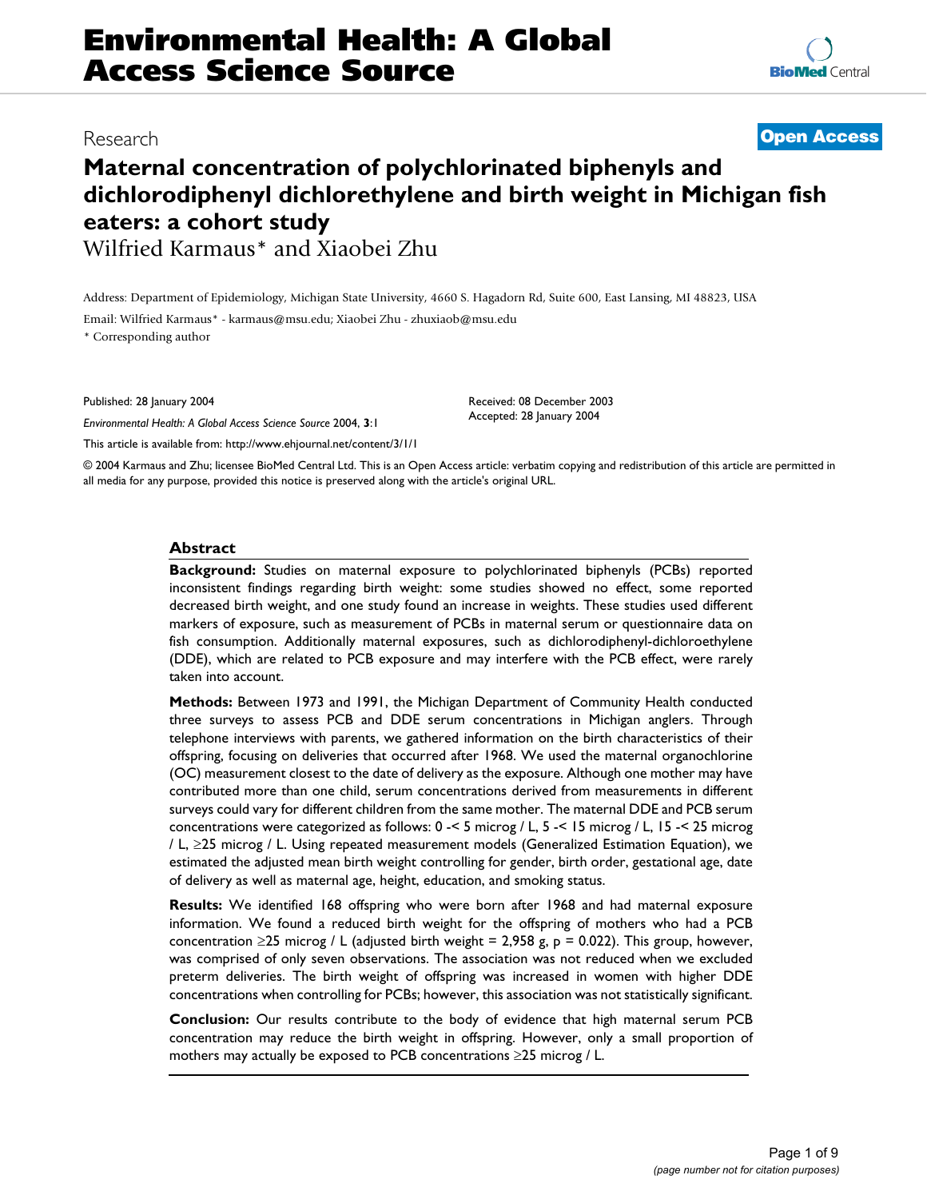# Environmental Health: A Global Access Science Source

Research

**Open Access**

# Maternal concentration of polychlorinated biphenyls and dichlorodiphenyl dichlorethylene and birth weight in Michigan fish eaters: a cohort study

Wilfried Karmaus* and Xiaobei Zhu

Address: Department of Epidemiology, Michigan State University, 4660 S. Hagadorn Rd, Suite 600, East Lansing, MI 48823, USA

Email: Wilfried Karmaus* - karmaus@msu.edu; Xiaobei Zhu - zhuxiaob@msu.edu

* Corresponding author

Published: 28 January 2004

*Environmental Health: A Global Access Science Source* 2004, **3**:1

This article is available from: http://www.ehjournal.net/content/3/1/1

Received: 08 December 2003
Accepted: 28 January 2004

© 2004 Karmaus and Zhu; licensee BioMed Central Ltd. This is an Open Access article: verbatim copying and redistribution of this article are permitted in all media for any purpose, provided this notice is preserved along with the article's original URL.

## Abstract

**Background:** Studies on maternal exposure to polychlorinated biphenyls (PCBs) reported inconsistent findings regarding birth weight: some studies showed no effect, some reported decreased birth weight, and one study found an increase in weights. These studies used different markers of exposure, such as measurement of PCBs in maternal serum or questionnaire data on fish consumption. Additionally maternal exposures, such as dichlorodiphenyl-dichloroethylene (DDE), which are related to PCB exposure and may interfere with the PCB effect, were rarely taken into account.

**Methods:** Between 1973 and 1991, the Michigan Department of Community Health conducted three surveys to assess PCB and DDE serum concentrations in Michigan anglers. Through telephone interviews with parents, we gathered information on the birth characteristics of their offspring, focusing on deliveries that occurred after 1968. We used the maternal organochlorine (OC) measurement closest to the date of delivery as the exposure. Although one mother may have contributed more than one child, serum concentrations derived from measurements in different surveys could vary for different children from the same mother. The maternal DDE and PCB serum concentrations were categorized as follows: 0 -< 5 microg / L, 5 -< 15 microg / L, 15 -< 25 microg / L, ≥25 microg / L. Using repeated measurement models (Generalized Estimation Equation), we estimated the adjusted mean birth weight controlling for gender, birth order, gestational age, date of delivery as well as maternal age, height, education, and smoking status.

**Results:** We identified 168 offspring who were born after 1968 and had maternal exposure information. We found a reduced birth weight for the offspring of mothers who had a PCB concentration ≥25 microg / L (adjusted birth weight = 2,958 g, p = 0.022). This group, however, was comprised of only seven observations. The association was not reduced when we excluded preterm deliveries. The birth weight of offspring was increased in women with higher DDE concentrations when controlling for PCBs; however, this association was not statistically significant.

**Conclusion:** Our results contribute to the body of evidence that high maternal serum PCB concentration may reduce the birth weight in offspring. However, only a small proportion of mothers may actually be exposed to PCB concentrations ≥25 microg / L.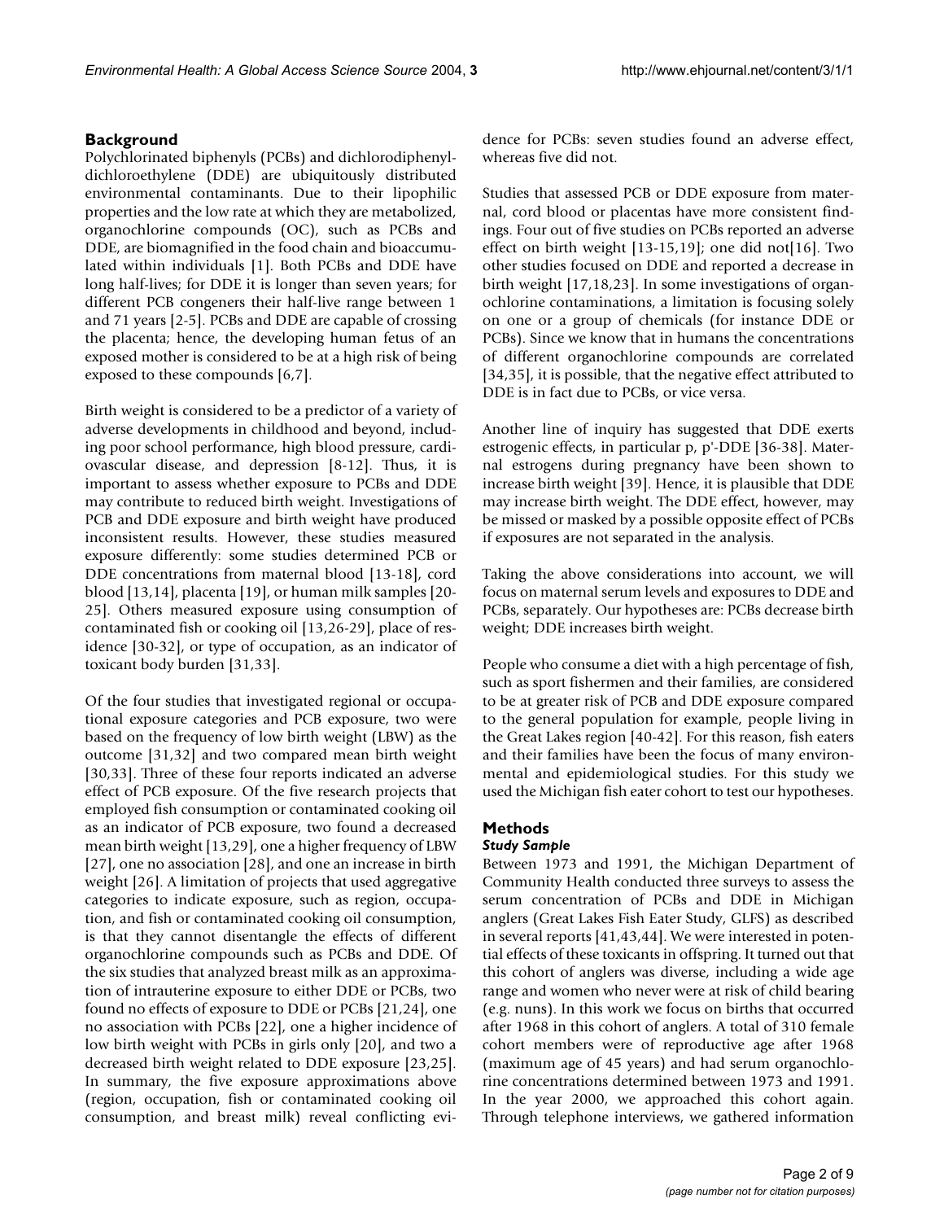## Background

Polychlorinated biphenyls (PCBs) and dichlorodiphenyl-dichloroethylene (DDE) are ubiquitously distributed environmental contaminants. Due to their lipophilic properties and the low rate at which they are metabolized, organochlorine compounds (OC), such as PCBs and DDE, are biomagnified in the food chain and bioaccumulated within individuals [1]. Both PCBs and DDE have long half-lives; for DDE it is longer than seven years; for different PCB congeners their half-live range between 1 and 71 years [2-5]. PCBs and DDE are capable of crossing the placenta; hence, the developing human fetus of an exposed mother is considered to be at a high risk of being exposed to these compounds [6,7].

Birth weight is considered to be a predictor of a variety of adverse developments in childhood and beyond, including poor school performance, high blood pressure, cardiovascular disease, and depression [8-12]. Thus, it is important to assess whether exposure to PCBs and DDE may contribute to reduced birth weight. Investigations of PCB and DDE exposure and birth weight have produced inconsistent results. However, these studies measured exposure differently: some studies determined PCB or DDE concentrations from maternal blood [13-18], cord blood [13,14], placenta [19], or human milk samples [20-25]. Others measured exposure using consumption of contaminated fish or cooking oil [13,26-29], place of residence [30-32], or type of occupation, as an indicator of toxicant body burden [31,33].

Of the four studies that investigated regional or occupational exposure categories and PCB exposure, two were based on the frequency of low birth weight (LBW) as the outcome [31,32] and two compared mean birth weight [30,33]. Three of these four reports indicated an adverse effect of PCB exposure. Of the five research projects that employed fish consumption or contaminated cooking oil as an indicator of PCB exposure, two found a decreased mean birth weight [13,29], one a higher frequency of LBW [27], one no association [28], and one an increase in birth weight [26]. A limitation of projects that used aggregative categories to indicate exposure, such as region, occupation, and fish or contaminated cooking oil consumption, is that they cannot disentangle the effects of different organochlorine compounds such as PCBs and DDE. Of the six studies that analyzed breast milk as an approximation of intrauterine exposure to either DDE or PCBs, two found no effects of exposure to DDE or PCBs [21,24], one no association with PCBs [22], one a higher incidence of low birth weight with PCBs in girls only [20], and two a decreased birth weight related to DDE exposure [23,25]. In summary, the five exposure approximations above (region, occupation, fish or contaminated cooking oil consumption, and breast milk) reveal conflicting evidence for PCBs: seven studies found an adverse effect, whereas five did not.

Studies that assessed PCB or DDE exposure from maternal, cord blood or placentas have more consistent findings. Four out of five studies on PCBs reported an adverse effect on birth weight [13-15,19]; one did not[16]. Two other studies focused on DDE and reported a decrease in birth weight [17,18,23]. In some investigations of organochlorine contaminations, a limitation is focusing solely on one or a group of chemicals (for instance DDE or PCBs). Since we know that in humans the concentrations of different organochlorine compounds are correlated [34,35], it is possible, that the negative effect attributed to DDE is in fact due to PCBs, or vice versa.

Another line of inquiry has suggested that DDE exerts estrogenic effects, in particular p, p'-DDE [36-38]. Maternal estrogens during pregnancy have been shown to increase birth weight [39]. Hence, it is plausible that DDE may increase birth weight. The DDE effect, however, may be missed or masked by a possible opposite effect of PCBs if exposures are not separated in the analysis.

Taking the above considerations into account, we will focus on maternal serum levels and exposures to DDE and PCBs, separately. Our hypotheses are: PCBs decrease birth weight; DDE increases birth weight.

People who consume a diet with a high percentage of fish, such as sport fishermen and their families, are considered to be at greater risk of PCB and DDE exposure compared to the general population for example, people living in the Great Lakes region [40-42]. For this reason, fish eaters and their families have been the focus of many environmental and epidemiological studies. For this study we used the Michigan fish eater cohort to test our hypotheses.

## Methods

### *Study Sample*

Between 1973 and 1991, the Michigan Department of Community Health conducted three surveys to assess the serum concentration of PCBs and DDE in Michigan anglers (Great Lakes Fish Eater Study, GLFS) as described in several reports [41,43,44]. We were interested in potential effects of these toxicants in offspring. It turned out that this cohort of anglers was diverse, including a wide age range and women who never were at risk of child bearing (e.g. nuns). In this work we focus on births that occurred after 1968 in this cohort of anglers. A total of 310 female cohort members were of reproductive age after 1968 (maximum age of 45 years) and had serum organochlorine concentrations determined between 1973 and 1991. In the year 2000, we approached this cohort again. Through telephone interviews, we gathered information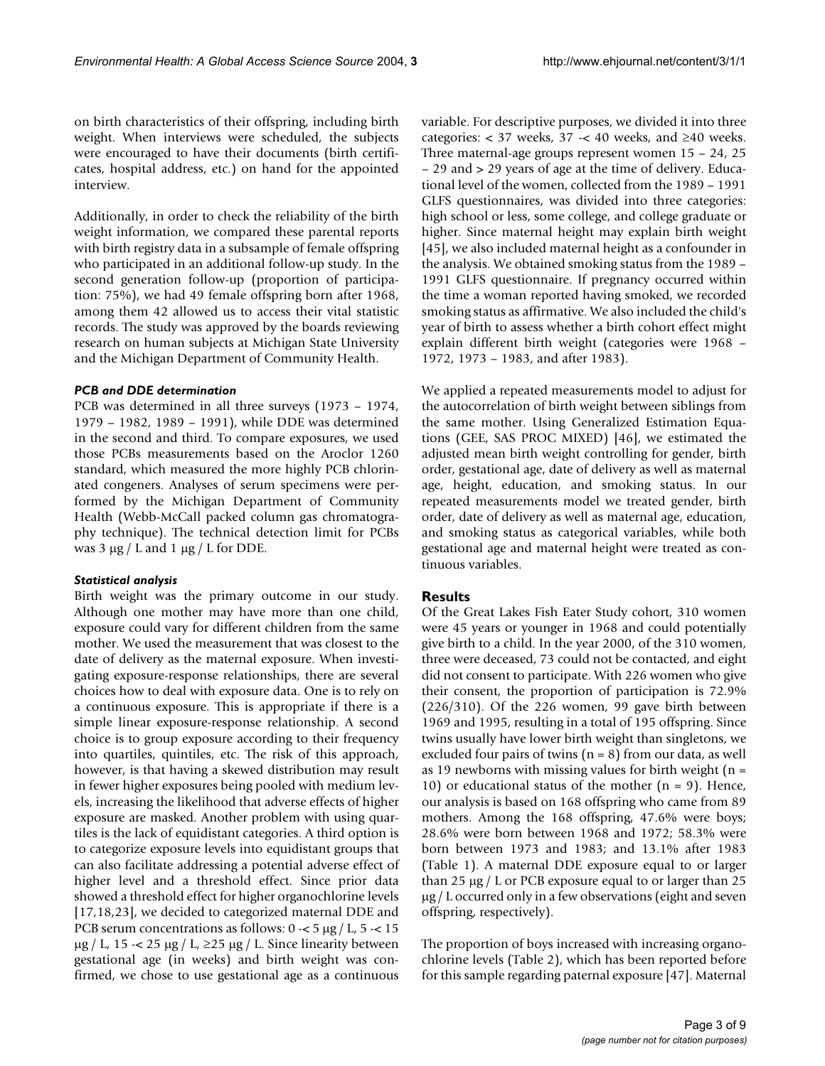on birth characteristics of their offspring, including birth weight. When interviews were scheduled, the subjects were encouraged to have their documents (birth certificates, hospital address, etc.) on hand for the appointed interview.

Additionally, in order to check the reliability of the birth weight information, we compared these parental reports with birth registry data in a subsample of female offspring who participated in an additional follow-up study. In the second generation follow-up (proportion of participation: 75%), we had 49 female offspring born after 1968, among them 42 allowed us to access their vital statistic records. The study was approved by the boards reviewing research on human subjects at Michigan State University and the Michigan Department of Community Health.

### *PCB and DDE determination*

PCB was determined in all three surveys (1973 – 1974, 1979 – 1982, 1989 – 1991), while DDE was determined in the second and third. To compare exposures, we used those PCBs measurements based on the Aroclor 1260 standard, which measured the more highly PCB chlorinated congeners. Analyses of serum specimens were performed by the Michigan Department of Community Health (Webb-McCall packed column gas chromatography technique). The technical detection limit for PCBs was 3 μg / L and 1 μg / L for DDE.

### *Statistical analysis*

Birth weight was the primary outcome in our study. Although one mother may have more than one child, exposure could vary for different children from the same mother. We used the measurement that was closest to the date of delivery as the maternal exposure. When investigating exposure-response relationships, there are several choices how to deal with exposure data. One is to rely on a continuous exposure. This is appropriate if there is a simple linear exposure-response relationship. A second choice is to group exposure according to their frequency into quartiles, quintiles, etc. The risk of this approach, however, is that having a skewed distribution may result in fewer higher exposures being pooled with medium levels, increasing the likelihood that adverse effects of higher exposure are masked. Another problem with using quartiles is the lack of equidistant categories. A third option is to categorize exposure levels into equidistant groups that can also facilitate addressing a potential adverse effect of higher level and a threshold effect. Since prior data showed a threshold effect for higher organochlorine levels [17,18,23], we decided to categorized maternal DDE and PCB serum concentrations as follows: 0 -< 5 μg / L, 5 -< 15 μg / L, 15 -< 25 μg / L, ≥25 μg / L. Since linearity between gestational age (in weeks) and birth weight was confirmed, we chose to use gestational age as a continuous variable. For descriptive purposes, we divided it into three categories: < 37 weeks, 37 -< 40 weeks, and ≥40 weeks. Three maternal-age groups represent women 15 – 24, 25 – 29 and > 29 years of age at the time of delivery. Educational level of the women, collected from the 1989 – 1991 GLFS questionnaires, was divided into three categories: high school or less, some college, and college graduate or higher. Since maternal height may explain birth weight [45], we also included maternal height as a confounder in the analysis. We obtained smoking status from the 1989 – 1991 GLFS questionnaire. If pregnancy occurred within the time a woman reported having smoked, we recorded smoking status as affirmative. We also included the child's year of birth to assess whether a birth cohort effect might explain different birth weight (categories were 1968 – 1972, 1973 – 1983, and after 1983).

We applied a repeated measurements model to adjust for the autocorrelation of birth weight between siblings from the same mother. Using Generalized Estimation Equations (GEE, SAS PROC MIXED) [46], we estimated the adjusted mean birth weight controlling for gender, birth order, gestational age, date of delivery as well as maternal age, height, education, and smoking status. In our repeated measurements model we treated gender, birth order, date of delivery as well as maternal age, education, and smoking status as categorical variables, while both gestational age and maternal height were treated as continuous variables.

## Results

Of the Great Lakes Fish Eater Study cohort, 310 women were 45 years or younger in 1968 and could potentially give birth to a child. In the year 2000, of the 310 women, three were deceased, 73 could not be contacted, and eight did not consent to participate. With 226 women who give their consent, the proportion of participation is 72.9% (226/310). Of the 226 women, 99 gave birth between 1969 and 1995, resulting in a total of 195 offspring. Since twins usually have lower birth weight than singletons, we excluded four pairs of twins (n = 8) from our data, as well as 19 newborns with missing values for birth weight (n = 10) or educational status of the mother (n = 9). Hence, our analysis is based on 168 offspring who came from 89 mothers. Among the 168 offspring, 47.6% were boys; 28.6% were born between 1968 and 1972; 58.3% were born between 1973 and 1983; and 13.1% after 1983 (Table 1). A maternal DDE exposure equal to or larger than 25 μg / L or PCB exposure equal to or larger than 25 μg / L occurred only in a few observations (eight and seven offspring, respectively).

The proportion of boys increased with increasing organochlorine levels (Table 2), which has been reported before for this sample regarding paternal exposure [47]. Maternal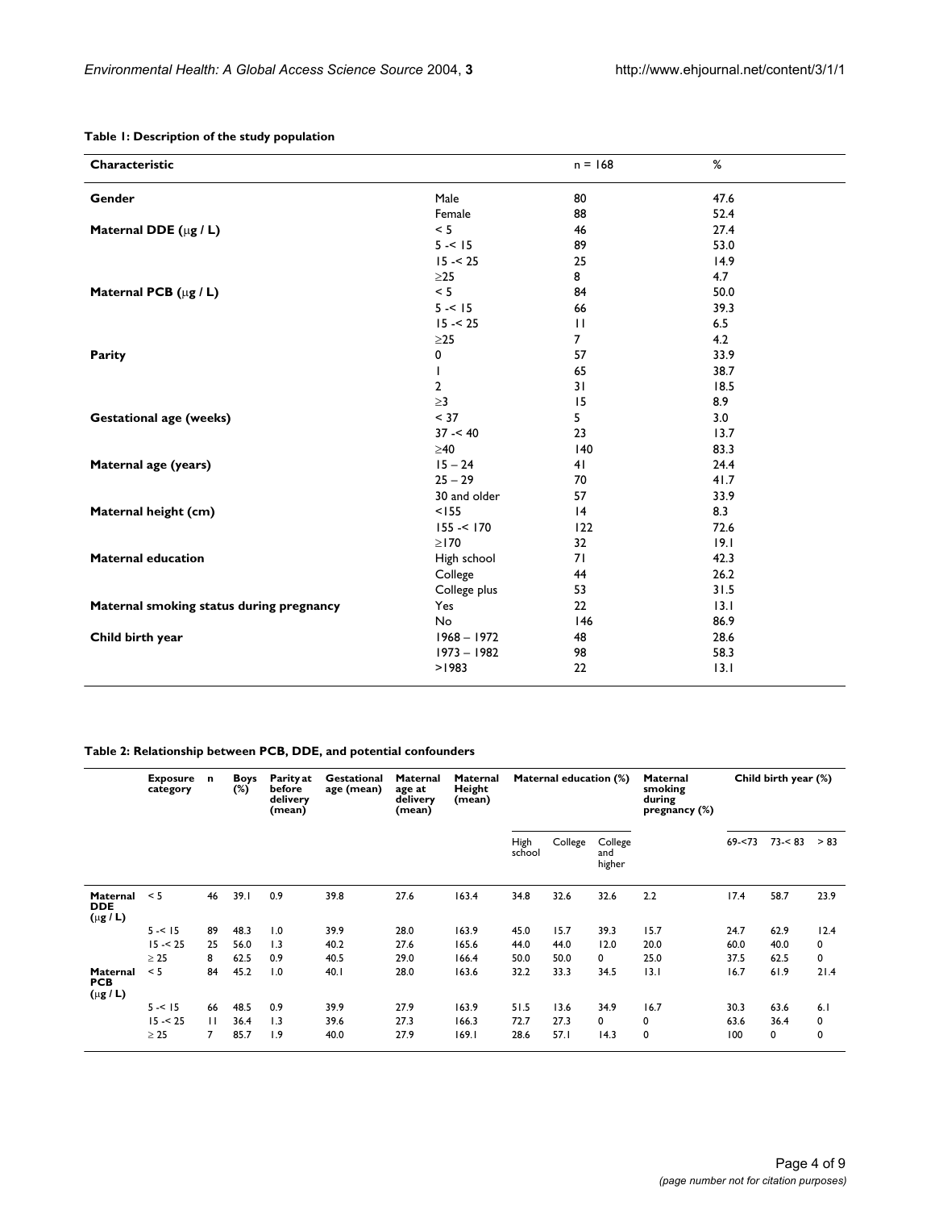**Table 1: Description of the study population**

| Characteristic | | n = 168 | % |
|---|---|---|---|
| **Gender** | Male | 80 | 47.6 |
| | Female | 88 | 52.4 |
| **Maternal DDE (μg / L)** | < 5 | 46 | 27.4 |
| | 5 -< 15 | 89 | 53.0 |
| | 15 -< 25 | 25 | 14.9 |
| | ≥25 | 8 | 4.7 |
| **Maternal PCB (μg / L)** | < 5 | 84 | 50.0 |
| | 5 -< 15 | 66 | 39.3 |
| | 15 -< 25 | 11 | 6.5 |
| | ≥25 | 7 | 4.2 |
| **Parity** | 0 | 57 | 33.9 |
| | 1 | 65 | 38.7 |
| | 2 | 31 | 18.5 |
| | ≥3 | 15 | 8.9 |
| **Gestational age (weeks)** | < 37 | 5 | 3.0 |
| | 37 -< 40 | 23 | 13.7 |
| | ≥40 | 140 | 83.3 |
| **Maternal age (years)** | 15 – 24 | 41 | 24.4 |
| | 25 – 29 | 70 | 41.7 |
| | 30 and older | 57 | 33.9 |
| **Maternal height (cm)** | <155 | 14 | 8.3 |
| | 155 -< 170 | 122 | 72.6 |
| | ≥170 | 32 | 19.1 |
| **Maternal education** | High school | 71 | 42.3 |
| | College | 44 | 26.2 |
| | College plus | 53 | 31.5 |
| **Maternal smoking status during pregnancy** | Yes | 22 | 13.1 |
| | No | 146 | 86.9 |
| **Child birth year** | 1968 – 1972 | 48 | 28.6 |
| | 1973 – 1982 | 98 | 58.3 |
| | >1983 | 22 | 13.1 |

**Table 2: Relationship between PCB, DDE, and potential confounders**

| | Exposure category | n | Boys (%) | Parity at before delivery (mean) | Gestational age (mean) | Maternal age at delivery (mean) | Maternal Height (mean) | Maternal education (%) | | | Maternal smoking during pregnancy (%) | Child birth year (%) | | |
|---|---|---|---|---|---|---|---|---|---|---|---|---|---|---|
| | | | | | | | | High school | College | College and higher | | 69-<73 | 73-< 83 | > 83 |
| **Maternal DDE (μg / L)** | < 5 | 46 | 39.1 | 0.9 | 39.8 | 27.6 | 163.4 | 34.8 | 32.6 | 32.6 | 2.2 | 17.4 | 58.7 | 23.9 |
| | 5 -< 15 | 89 | 48.3 | 1.0 | 39.9 | 28.0 | 163.9 | 45.0 | 15.7 | 39.3 | 15.7 | 24.7 | 62.9 | 12.4 |
| | 15 -< 25 | 25 | 56.0 | 1.3 | 40.2 | 27.6 | 165.6 | 44.0 | 44.0 | 12.0 | 20.0 | 60.0 | 40.0 | 0 |
| | ≥ 25 | 8 | 62.5 | 0.9 | 40.5 | 29.0 | 166.4 | 50.0 | 50.0 | 0 | 25.0 | 37.5 | 62.5 | 0 |
| **Maternal PCB (μg / L)** | < 5 | 84 | 45.2 | 1.0 | 40.1 | 28.0 | 163.6 | 32.2 | 33.3 | 34.5 | 13.1 | 16.7 | 61.9 | 21.4 |
| | 5 -< 15 | 66 | 48.5 | 0.9 | 39.9 | 27.9 | 163.9 | 51.5 | 13.6 | 34.9 | 16.7 | 30.3 | 63.6 | 6.1 |
| | 15 -< 25 | 11 | 36.4 | 1.3 | 39.6 | 27.3 | 166.3 | 72.7 | 27.3 | 0 | 0 | 63.6 | 36.4 | 0 |
| | ≥ 25 | 7 | 85.7 | 1.9 | 40.0 | 27.9 | 169.1 | 28.6 | 57.1 | 14.3 | 0 | 100 | 0 | 0 |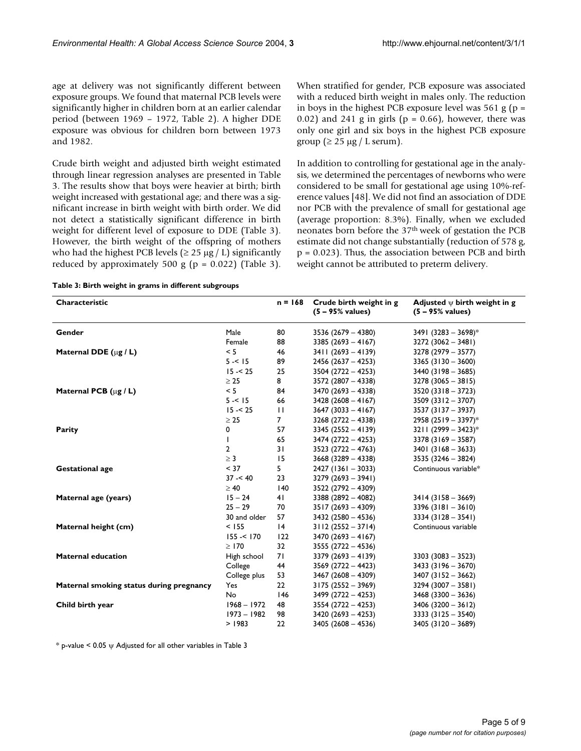age at delivery was not significantly different between exposure groups. We found that maternal PCB levels were significantly higher in children born at an earlier calendar period (between 1969 – 1972, Table 2). A higher DDE exposure was obvious for children born between 1973 and 1982.

Crude birth weight and adjusted birth weight estimated through linear regression analyses are presented in Table 3. The results show that boys were heavier at birth; birth weight increased with gestational age; and there was a significant increase in birth weight with birth order. We did not detect a statistically significant difference in birth weight for different level of exposure to DDE (Table 3). However, the birth weight of the offspring of mothers who had the highest PCB levels (≥ 25 μg / L) significantly reduced by approximately 500 g ($p = 0.022$) (Table 3). When stratified for gender, PCB exposure was associated with a reduced birth weight in males only. The reduction in boys in the highest PCB exposure level was 561 g ($p = 0.02$) and 241 g in girls ($p = 0.66$), however, there was only one girl and six boys in the highest PCB exposure group (≥ 25 μg / L serum).

In addition to controlling for gestational age in the analysis, we determined the percentages of newborns who were considered to be small for gestational age using 10%-reference values [48]. We did not find an association of DDE nor PCB with the prevalence of small for gestational age (average proportion: 8.3%). Finally, when we excluded neonates born before the 37th week of gestation the PCB estimate did not change substantially (reduction of 578 g, $p = 0.023$). Thus, the association between PCB and birth weight cannot be attributed to preterm delivery.

**Table 3: Birth weight in grams in different subgroups**

| Characteristic | | n = 168 | Crude birth weight in g (5 – 95% values) | Adjusted ψ birth weight in g (5 – 95% values) |
|---|---|---|---|---|
| **Gender** | Male | 80 | 3536 (2679 – 4380) | 3491 (3283 – 3698)* |
| | Female | 88 | 3385 (2693 – 4167) | 3272 (3062 – 3481) |
| **Maternal DDE (μg / L)** | < 5 | 46 | 3411 (2693 – 4139) | 3278 (2979 – 3577) |
| | 5 -< 15 | 89 | 2456 (2637 – 4253) | 3365 (3130 – 3600) |
| | 15 -< 25 | 25 | 3504 (2722 – 4253) | 3440 (3198 – 3685) |
| | ≥ 25 | 8 | 3572 (2807 – 4338) | 3278 (3065 – 3815) |
| **Maternal PCB (μg / L)** | < 5 | 84 | 3470 (2693 – 4338) | 3520 (3318 – 3723) |
| | 5 -< 15 | 66 | 3428 (2608 – 4167) | 3509 (3312 – 3707) |
| | 15 -< 25 | 11 | 3647 (3033 – 4167) | 3537 (3137 – 3937) |
| | ≥ 25 | 7 | 3268 (2722 – 4338) | 2958 (2519 – 3397)* |
| **Parity** | 0 | 57 | 3345 (2552 – 4139) | 3211 (2999 – 3423)* |
| | 1 | 65 | 3474 (2722 – 4253) | 3378 (3169 – 3587) |
| | 2 | 31 | 3523 (2722 – 4763) | 3401 (3168 – 3633) |
| | ≥ 3 | 15 | 3668 (3289 – 4338) | 3535 (3246 – 3824) |
| **Gestational age** | < 37 | 5 | 2427 (1361 – 3033) | Continuous variable* |
| | 37 -< 40 | 23 | 3279 (2693 – 3941) | |
| | ≥ 40 | 140 | 3522 (2792 – 4309) | |
| **Maternal age (years)** | 15 – 24 | 41 | 3388 (2892 – 4082) | 3414 (3158 – 3669) |
| | 25 – 29 | 70 | 3517 (2693 – 4309) | 3396 (3181 – 3610) |
| | 30 and older | 57 | 3432 (2580 – 4536) | 3334 (3128 – 3541) |
| **Maternal height (cm)** | < 155 | 14 | 3112 (2552 – 3714) | Continuous variable |
| | 155 -< 170 | 122 | 3470 (2693 – 4167) | |
| | ≥ 170 | 32 | 3555 (2722 – 4536) | |
| **Maternal education** | High school | 71 | 3379 (2693 – 4139) | 3303 (3083 – 3523) |
| | College | 44 | 3569 (2722 – 4423) | 3433 (3196 – 3670) |
| | College plus | 53 | 3467 (2608 – 4309) | 3407 (3152 – 3662) |
| **Maternal smoking status during pregnancy** | Yes | 22 | 3175 (2552 – 3969) | 3294 (3007 – 3581) |
| | No | 146 | 3499 (2722 – 4253) | 3468 (3300 – 3636) |
| **Child birth year** | 1968 – 1972 | 48 | 3554 (2722 – 4253) | 3406 (3200 – 3612) |
| | 1973 – 1982 | 98 | 3420 (2693 – 4253) | 3333 (3125 – 3540) |
| | > 1983 | 22 | 3405 (2608 – 4536) | 3405 (3120 – 3689) |

* p-value < 0.05 ψ Adjusted for all other variables in Table 3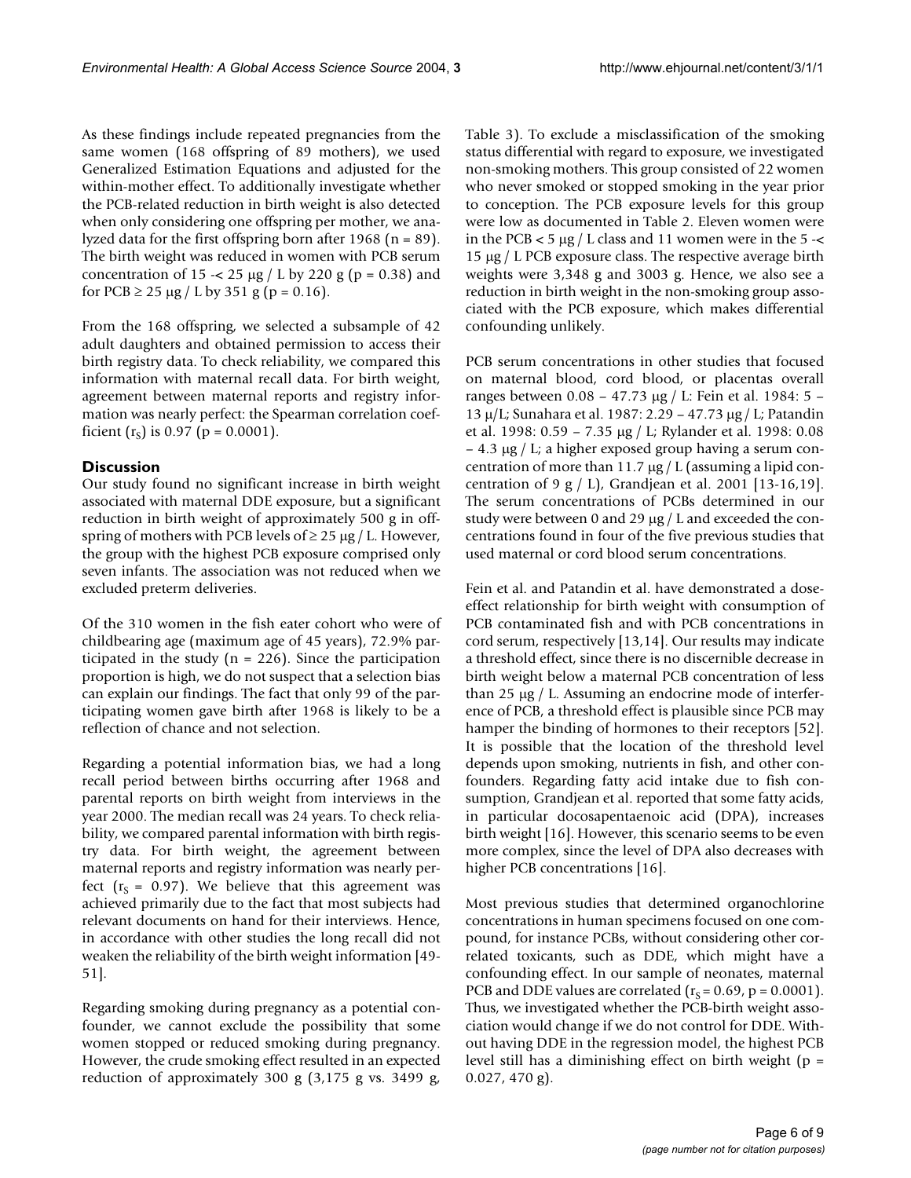As these findings include repeated pregnancies from the same women (168 offspring of 89 mothers), we used Generalized Estimation Equations and adjusted for the within-mother effect. To additionally investigate whether the PCB-related reduction in birth weight is also detected when only considering one offspring per mother, we analyzed data for the first offspring born after 1968 (n = 89). The birth weight was reduced in women with PCB serum concentration of 15 -< 25 μg / L by 220 g (p = 0.38) and for PCB ≥ 25 μg / L by 351 g (p = 0.16).

From the 168 offspring, we selected a subsample of 42 adult daughters and obtained permission to access their birth registry data. To check reliability, we compared this information with maternal recall data. For birth weight, agreement between maternal reports and registry information was nearly perfect: the Spearman correlation coefficient ($r_S$) is 0.97 (p = 0.0001).

## Discussion

Our study found no significant increase in birth weight associated with maternal DDE exposure, but a significant reduction in birth weight of approximately 500 g in offspring of mothers with PCB levels of ≥ 25 μg / L. However, the group with the highest PCB exposure comprised only seven infants. The association was not reduced when we excluded preterm deliveries.

Of the 310 women in the fish eater cohort who were of childbearing age (maximum age of 45 years), 72.9% participated in the study (n = 226). Since the participation proportion is high, we do not suspect that a selection bias can explain our findings. The fact that only 99 of the participating women gave birth after 1968 is likely to be a reflection of chance and not selection.

Regarding a potential information bias, we had a long recall period between births occurring after 1968 and parental reports on birth weight from interviews in the year 2000. The median recall was 24 years. To check reliability, we compared parental information with birth registry data. For birth weight, the agreement between maternal reports and registry information was nearly perfect ($r_S$ = 0.97). We believe that this agreement was achieved primarily due to the fact that most subjects had relevant documents on hand for their interviews. Hence, in accordance with other studies the long recall did not weaken the reliability of the birth weight information [49-51].

Regarding smoking during pregnancy as a potential confounder, we cannot exclude the possibility that some women stopped or reduced smoking during pregnancy. However, the crude smoking effect resulted in an expected reduction of approximately 300 g (3,175 g vs. 3499 g, Table 3). To exclude a misclassification of the smoking status differential with regard to exposure, we investigated non-smoking mothers. This group consisted of 22 women who never smoked or stopped smoking in the year prior to conception. The PCB exposure levels for this group were low as documented in Table 2. Eleven women were in the PCB < 5 μg / L class and 11 women were in the 5 -< 15 μg / L PCB exposure class. The respective average birth weights were 3,348 g and 3003 g. Hence, we also see a reduction in birth weight in the non-smoking group associated with the PCB exposure, which makes differential confounding unlikely.

PCB serum concentrations in other studies that focused on maternal blood, cord blood, or placentas overall ranges between 0.08 – 47.73 μg / L: Fein et al. 1984: 5 – 13 μ/L; Sunahara et al. 1987: 2.29 – 47.73 μg / L; Patandin et al. 1998: 0.59 – 7.35 μg / L; Rylander et al. 1998: 0.08 – 4.3 μg / L; a higher exposed group having a serum concentration of more than 11.7 μg / L (assuming a lipid concentration of 9 g / L), Grandjean et al. 2001 [13-16,19]. The serum concentrations of PCBs determined in our study were between 0 and 29 μg / L and exceeded the concentrations found in four of the five previous studies that used maternal or cord blood serum concentrations.

Fein et al. and Patandin et al. have demonstrated a dose-effect relationship for birth weight with consumption of PCB contaminated fish and with PCB concentrations in cord serum, respectively [13,14]. Our results may indicate a threshold effect, since there is no discernible decrease in birth weight below a maternal PCB concentration of less than 25 μg / L. Assuming an endocrine mode of interference of PCB, a threshold effect is plausible since PCB may hamper the binding of hormones to their receptors [52]. It is possible that the location of the threshold level depends upon smoking, nutrients in fish, and other confounders. Regarding fatty acid intake due to fish consumption, Grandjean et al. reported that some fatty acids, in particular docosapentaenoic acid (DPA), increases birth weight [16]. However, this scenario seems to be even more complex, since the level of DPA also decreases with higher PCB concentrations [16].

Most previous studies that determined organochlorine concentrations in human specimens focused on one compound, for instance PCBs, without considering other correlated toxicants, such as DDE, which might have a confounding effect. In our sample of neonates, maternal PCB and DDE values are correlated ($r_S$ = 0.69, p = 0.0001). Thus, we investigated whether the PCB-birth weight association would change if we do not control for DDE. Without having DDE in the regression model, the highest PCB level still has a diminishing effect on birth weight (p = 0.027, 470 g).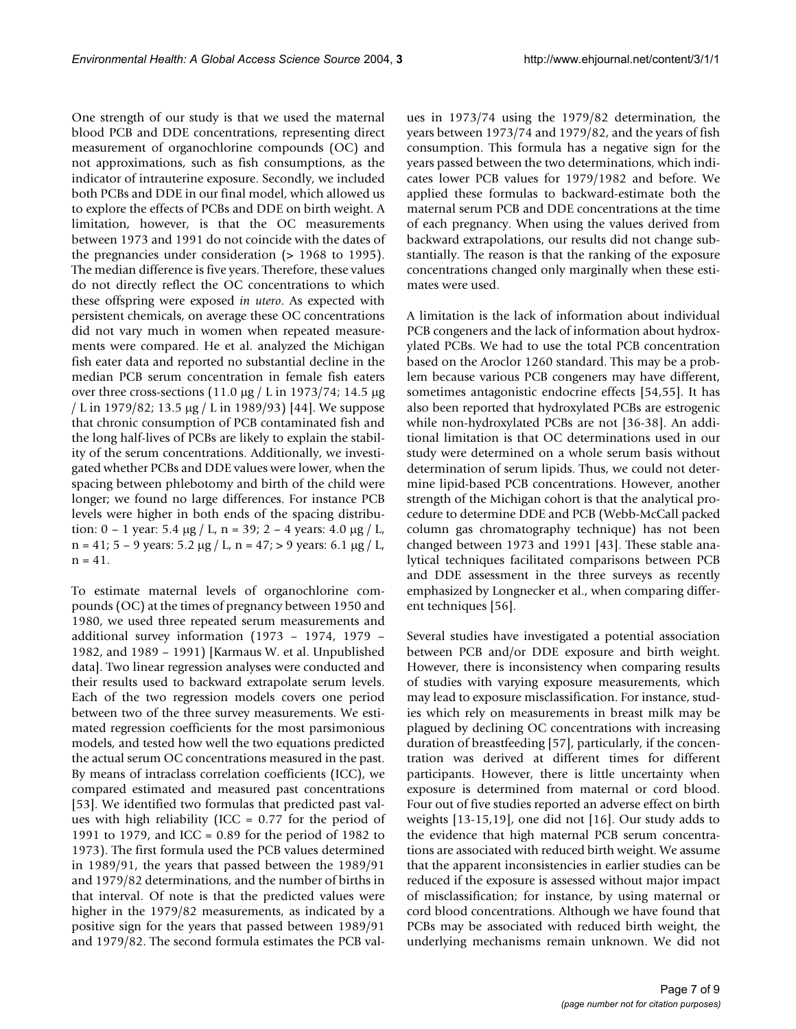One strength of our study is that we used the maternal blood PCB and DDE concentrations, representing direct measurement of organochlorine compounds (OC) and not approximations, such as fish consumptions, as the indicator of intrauterine exposure. Secondly, we included both PCBs and DDE in our final model, which allowed us to explore the effects of PCBs and DDE on birth weight. A limitation, however, is that the OC measurements between 1973 and 1991 do not coincide with the dates of the pregnancies under consideration (> 1968 to 1995). The median difference is five years. Therefore, these values do not directly reflect the OC concentrations to which these offspring were exposed *in utero*. As expected with persistent chemicals, on average these OC concentrations did not vary much in women when repeated measurements were compared. He et al. analyzed the Michigan fish eater data and reported no substantial decline in the median PCB serum concentration in female fish eaters over three cross-sections (11.0 μg / L in 1973/74; 14.5 μg / L in 1979/82; 13.5 μg / L in 1989/93) [44]. We suppose that chronic consumption of PCB contaminated fish and the long half-lives of PCBs are likely to explain the stability of the serum concentrations. Additionally, we investigated whether PCBs and DDE values were lower, when the spacing between phlebotomy and birth of the child were longer; we found no large differences. For instance PCB levels were higher in both ends of the spacing distribution: 0 – 1 year: 5.4 μg / L, n = 39; 2 – 4 years: 4.0 μg / L, n = 41; 5 – 9 years: 5.2 μg / L, n = 47; > 9 years: 6.1 μg / L, n = 41.

To estimate maternal levels of organochlorine compounds (OC) at the times of pregnancy between 1950 and 1980, we used three repeated serum measurements and additional survey information (1973 – 1974, 1979 – 1982, and 1989 – 1991) [Karmaus W. et al. Unpublished data]. Two linear regression analyses were conducted and their results used to backward extrapolate serum levels. Each of the two regression models covers one period between two of the three survey measurements. We estimated regression coefficients for the most parsimonious models, and tested how well the two equations predicted the actual serum OC concentrations measured in the past. By means of intraclass correlation coefficients (ICC), we compared estimated and measured past concentrations [53]. We identified two formulas that predicted past values with high reliability (ICC = 0.77 for the period of 1991 to 1979, and ICC = 0.89 for the period of 1982 to 1973). The first formula used the PCB values determined in 1989/91, the years that passed between the 1989/91 and 1979/82 determinations, and the number of births in that interval. Of note is that the predicted values were higher in the 1979/82 measurements, as indicated by a positive sign for the years that passed between 1989/91 and 1979/82. The second formula estimates the PCB values in 1973/74 using the 1979/82 determination, the years between 1973/74 and 1979/82, and the years of fish consumption. This formula has a negative sign for the years passed between the two determinations, which indicates lower PCB values for 1979/1982 and before. We applied these formulas to backward-estimate both the maternal serum PCB and DDE concentrations at the time of each pregnancy. When using the values derived from backward extrapolations, our results did not change substantially. The reason is that the ranking of the exposure concentrations changed only marginally when these estimates were used.

A limitation is the lack of information about individual PCB congeners and the lack of information about hydroxylated PCBs. We had to use the total PCB concentration based on the Aroclor 1260 standard. This may be a problem because various PCB congeners may have different, sometimes antagonistic endocrine effects [54,55]. It has also been reported that hydroxylated PCBs are estrogenic while non-hydroxylated PCBs are not [36-38]. An additional limitation is that OC determinations used in our study were determined on a whole serum basis without determination of serum lipids. Thus, we could not determine lipid-based PCB concentrations. However, another strength of the Michigan cohort is that the analytical procedure to determine DDE and PCB (Webb-McCall packed column gas chromatography technique) has not been changed between 1973 and 1991 [43]. These stable analytical techniques facilitated comparisons between PCB and DDE assessment in the three surveys as recently emphasized by Longnecker et al., when comparing different techniques [56].

Several studies have investigated a potential association between PCB and/or DDE exposure and birth weight. However, there is inconsistency when comparing results of studies with varying exposure measurements, which may lead to exposure misclassification. For instance, studies which rely on measurements in breast milk may be plagued by declining OC concentrations with increasing duration of breastfeeding [57], particularly, if the concentration was derived at different times for different participants. However, there is little uncertainty when exposure is determined from maternal or cord blood. Four out of five studies reported an adverse effect on birth weights [13-15,19], one did not [16]. Our study adds to the evidence that high maternal PCB serum concentrations are associated with reduced birth weight. We assume that the apparent inconsistencies in earlier studies can be reduced if the exposure is assessed without major impact of misclassification; for instance, by using maternal or cord blood concentrations. Although we have found that PCBs may be associated with reduced birth weight, the underlying mechanisms remain unknown. We did not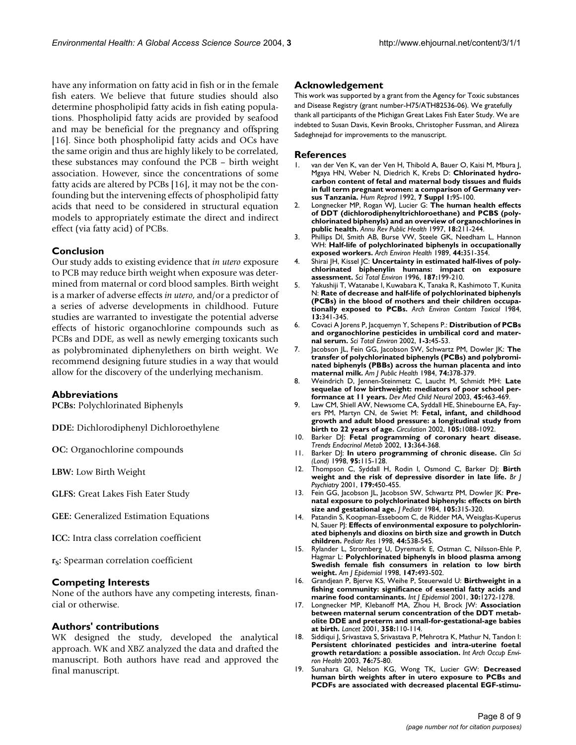have any information on fatty acid in fish or in the female fish eaters. We believe that future studies should also determine phospholipid fatty acids in fish eating populations. Phospholipid fatty acids are provided by seafood and may be beneficial for the pregnancy and offspring [16]. Since both phospholipid fatty acids and OCs have the same origin and thus are highly likely to be correlated, these substances may confound the PCB – birth weight association. However, since the concentrations of some fatty acids are altered by PCBs [16], it may not be the confounding but the intervening effects of phospholipid fatty acids that need to be considered in structural equation models to appropriately estimate the direct and indirect effect (via fatty acid) of PCBs.

## Conclusion

Our study adds to existing evidence that *in utero* exposure to PCB may reduce birth weight when exposure was determined from maternal or cord blood samples. Birth weight is a marker of adverse effects *in utero*, and/or a predictor of a series of adverse developments in childhood. Future studies are warranted to investigate the potential adverse effects of historic organochlorine compounds such as PCBs and DDE, as well as newly emerging toxicants such as polybrominated diphenylethers on birth weight. We recommend designing future studies in a way that would allow for the discovery of the underlying mechanism.

## Abbreviations

**PCBs:** Polychlorinated Biphenyls

**DDE:** Dichlorodiphenyl Dichloroethylene

**OC:** Organochlorine compounds

**LBW:** Low Birth Weight

**GLFS:** Great Lakes Fish Eater Study

**GEE:** Generalized Estimation Equations

**ICC:** Intra class correlation coefficient

**$r_S$:** Spearman correlation coefficient

## Competing Interests

None of the authors have any competing interests, financial or otherwise.

## Authors' contributions

WK designed the study, developed the analytical approach. WK and XBZ analyzed the data and drafted the manuscript. Both authors have read and approved the final manuscript.

## Acknowledgement

This work was supported by a grant from the Agency for Toxic substances and Disease Registry (grant number-H75/ATH82536-06). We gratefully thank all participants of the Michigan Great Lakes Fish Eater Study. We are indebted to Susan Davis, Kevin Brooks, Christopher Fussman, and Alireza Sadeghnejad for improvements to the manuscript.

## References

1. van der Ven K, van der Ven H, Thibold A, Bauer O, Kaisi M, Mbura J, Mgaya HN, Weber N, Diedrich K, Krebs D: **Chlorinated hydrocarbon content of fetal and maternal body tissues and fluids in full term pregnant women: a comparison of Germany versus Tanzania.** *Hum Reprod* 1992, **7 Suppl 1:**95-100.
2. Longnecker MP, Rogan WJ, Lucier G: **The human health effects of DDT (dichlorodiphenyltrichloroethane) and PCBS (polychlorinated biphenyls) and an overview of organochlorines in public health.** *Annu Rev Public Health* 1997, **18:**211-244.
3. Phillips DI, Smith AB, Burse VW, Steele GK, Needham L, Hannon WH: **Half-life of polychlorinated biphenyls in occupationally exposed workers.** *Arch Environ Health* 1989, **44:**351-354.
4. Shirai JH, Kissel JC: **Uncertainty in estimated half-lives of polychlorinated biphenylin humans: impact on exposure assessment.** *Sci Total Environ* 1996, **187:**199-210.
5. Yakushiji T, Watanabe I, Kuwabara K, Tanaka R, Kashimoto T, Kunita N: **Rate of decrease and half-life of polychlorinated biphenyls (PCBs) in the blood of mothers and their children occupationally exposed to PCBs.** *Arch Environ Contam Toxicol* 1984, **13:**341-345.
6. Covaci A Jorens P, Jacquemyn Y, Schepens P.: **Distribution of PCBs and organochlorine pesticides in umbilical cord and maternal serum.** *Sci Total Environ* 2002, **1-3:**45-53.
7. Jacobson JL, Fein GG, Jacobson SW, Schwartz PM, Dowler JK: **The transfer of polychlorinated biphenyls (PCBs) and polybrominated biphenyls (PBBs) across the human placenta and into maternal milk.** *Am J Public Health* 1984, **74:**378-379.
8. Weindrich D, Jennen-Steinmetz C, Laucht M, Schmidt MH: **Late sequelae of low birthweight: mediators of poor school performance at 11 years.** *Dev Med Child Neurol* 2003, **45:**463-469.
9. Law CM, Shiell AW, Newsome CA, Syddall HE, Shinebourne EA, Fayers PM, Martyn CN, de Swiet M: **Fetal, infant, and childhood growth and adult blood pressure: a longitudinal study from birth to 22 years of age.** *Circulation* 2002, **105:**1088-1092.
10. Barker DJ: **Fetal programming of coronary heart disease.** *Trends Endocrinol Metab* 2002, **13:**364-368.
11. Barker DJ: **In utero programming of chronic disease.** *Clin Sci (Lond)* 1998, **95:**115-128.
12. Thompson C, Syddall H, Rodin I, Osmond C, Barker DJ: **Birth weight and the risk of depressive disorder in late life.** *Br J Psychiatry* 2001, **179:**450-455.
13. Fein GG, Jacobson JL, Jacobson SW, Schwartz PM, Dowler JK: **Prenatal exposure to polychlorinated biphenyls: effects on birth size and gestational age.** *J Pediatr* 1984, **105:**315-320.
14. Patandin S, Koopman-Esseboom C, de Ridder MA, Weisglas-Kuperus N, Sauer PJ: **Effects of environmental exposure to polychlorinated biphenyls and dioxins on birth size and growth in Dutch children.** *Pediatr Res* 1998, **44:**538-545.
15. Rylander L, Stromberg U, Dyremark E, Ostman C, Nilsson-Ehle P, Hagmar L: **Polychlorinated biphenyls in blood plasma among Swedish female fish consumers in relation to low birth weight.** *Am J Epidemiol* 1998, **147:**493-502.
16. Grandjean P, Bjerve KS, Weihe P, Steuerwald U: **Birthweight in a fishing community: significance of essential fatty acids and marine food contaminants.** *Int J Epidemiol* 2001, **30:**1272-1278.
17. Longnecker MP, Klebanoff MA, Zhou H, Brock JW: **Association between maternal serum concentration of the DDT metabolite DDE and preterm and small-for-gestational-age babies at birth.** *Lancet* 2001, **358:**110-114.
18. Siddiqui J, Srivastava S, Srivastava P, Mehrotra K, Mathur N, Tandon I: **Persistent chlorinated pesticides and intra-uterine foetal growth retardation: a possible association.** *Int Arch Occup Environ Health* 2003, **76:**75-80.
19. Sunahara GI, Nelson KG, Wong TK, Lucier GW: **Decreased human birth weights after in utero exposure to PCBs and PCDFs are associated with decreased placental EGF-stimu-**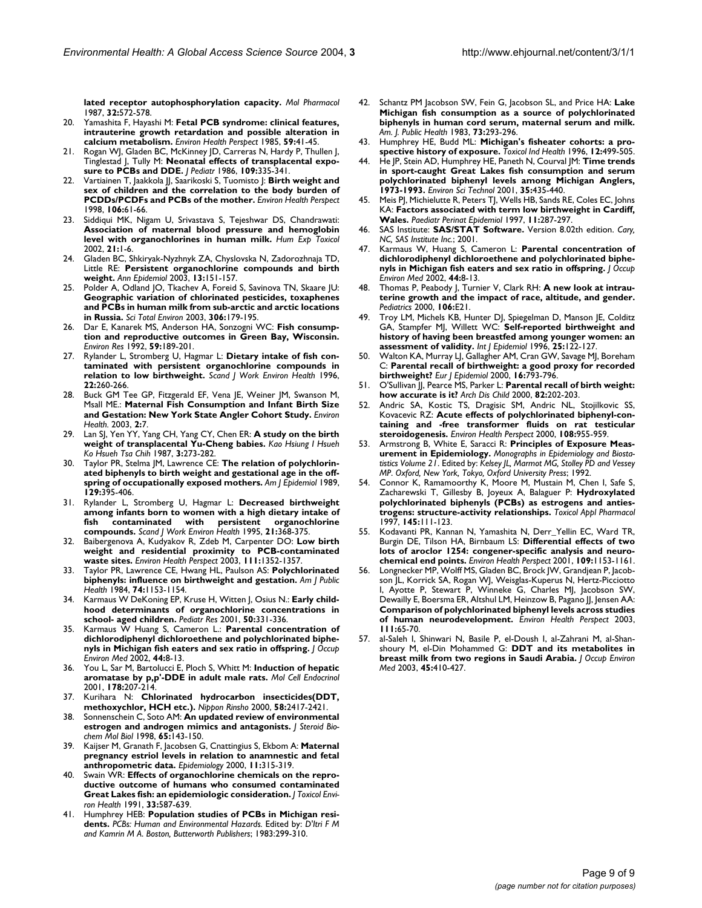**lated receptor autophosphorylation capacity.** *Mol Pharmacol* 1987, **32:**572-578.

20. Yamashita F, Hayashi M: **Fetal PCB syndrome: clinical features, intrauterine growth retardation and possible alteration in calcium metabolism.** *Environ Health Perspect* 1985, **59:**41-45.
21. Rogan WJ, Gladen BC, McKinney JD, Carreras N, Hardy P, Thullen J, Tinglestad J, Tully M: **Neonatal effects of transplacental exposure to PCBs and DDE.** *J Pediatr* 1986, **109:**335-341.
22. Vartiainen T, Jaakkola JJ, Saarikoski S, Tuomisto J: **Birth weight and sex of children and the correlation to the body burden of PCDDs/PCDFs and PCBs of the mother.** *Environ Health Perspect* 1998, **106:**61-66.
23. Siddiqui MK, Nigam U, Srivastava S, Tejeshwar DS, Chandrawati: **Association of maternal blood pressure and hemoglobin level with organochlorines in human milk.** *Hum Exp Toxicol* 2002, **21:**1-6.
24. Gladen BC, Shkiryak-Nyzhnyk ZA, Chyslovska N, Zadorozhnaja TD, Little RE: **Persistent organochlorine compounds and birth weight.** *Ann Epidemiol* 2003, **13:**151-157.
25. Polder A, Odland JO, Tkachev A, Foreid S, Savinova TN, Skaare JU: **Geographic variation of chlorinated pesticides, toxaphenes and PCBs in human milk from sub-arctic and arctic locations in Russia.** *Sci Total Environ* 2003, **306:**179-195.
26. Dar E, Kanarek MS, Anderson HA, Sonzogni WC: **Fish consumption and reproductive outcomes in Green Bay, Wisconsin.** *Environ Res* 1992, **59:**189-201.
27. Rylander L, Stromberg U, Hagmar L: **Dietary intake of fish contaminated with persistent organochlorine compounds in relation to low birthweight.** *Scand J Work Environ Health* 1996, **22:**260-266.
28. Buck GM Tee GP, Fitzgerald EF, Vena JE, Weiner JM, Swanson M, Msall ME.: **Maternal Fish Consumption and Infant Birth Size and Gestation: New York State Angler Cohort Study.** *Environ Health.* 2003, **2:**7.
29. Lan SJ, Yen YY, Yang CH, Yang CY, Chen ER: **A study on the birth weight of transplacental Yu-Cheng babies.** *Kao Hsiung I Hsueh Ko Hsueh Tsa Chih* 1987, **3:**273-282.
30. Taylor PR, Stelma JM, Lawrence CE: **The relation of polychlorinated biphenyls to birth weight and gestational age in the offspring of occupationally exposed mothers.** *Am J Epidemiol* 1989, **129:**395-406.
31. Rylander L, Stromberg U, Hagmar L: **Decreased birthweight among infants born to women with a high dietary intake of fish contaminated with persistent organochlorine compounds.** *Scand J Work Environ Health* 1995, **21:**368-375.
32. Baibergenova A, Kudyakov R, Zdeb M, Carpenter DO: **Low birth weight and residential proximity to PCB-contaminated waste sites.** *Environ Health Perspect* 2003, **111:**1352-1357.
33. Taylor PR, Lawrence CE, Hwang HL, Paulson AS: **Polychlorinated biphenyls: influence on birthweight and gestation.** *Am J Public Health* 1984, **74:**1153-1154.
34. Karmaus W DeKoning EP, Kruse H, Witten J, Osius N.: **Early childhood determinants of organochlorine concentrations in school- aged children.** *Pediatr Res* 2001, **50:**331-336.
35. Karmaus W Huang S, Cameron L.: **Parental concentration of dichlorodiphenyl dichloroethene and polychlorinated biphenyls in Michigan fish eaters and sex ratio in offspring.** *J Occup Environ Med* 2002, **44:**8-13.
36. You L, Sar M, Bartolucci E, Ploch S, Whitt M: **Induction of hepatic aromatase by p,p'-DDE in adult male rats.** *Mol Cell Endocrinol* 2001, **178:**207-214.
37. Kurihara N: **Chlorinated hydrocarbon insecticides(DDT, methoxychlor, HCH etc.).** *Nippon Rinsho* 2000, **58:**2417-2421.
38. Sonnenschein C, Soto AM: **An updated review of environmental estrogen and androgen mimics and antagonists.** *J Steroid Biochem Mol Biol* 1998, **65:**143-150.
39. Kaijser M, Granath F, Jacobsen G, Cnattingius S, Ekbom A: **Maternal pregnancy estriol levels in relation to anamnestic and fetal anthropometric data.** *Epidemiology* 2000, **11:**315-319.
40. Swain WR: **Effects of organochlorine chemicals on the reproductive outcome of humans who consumed contaminated Great Lakes fish: an epidemiologic consideration.** *J Toxicol Environ Health* 1991, **33:**587-639.
41. Humphrey HEB: **Population studies of PCBs in Michigan residents.** *PCBs: Human and Environmental Hazards.* Edited by: *D'Itri F M and Kamrin M A. Boston, Butterworth Publishers*; 1983:299-310.
42. Schantz PM Jacobson SW, Fein G, Jacobson SL, and Price HA: **Lake Michigan fish consumption as a source of polychlorinated biphenyls in human cord serum, maternal serum and milk.** *Am. J. Public Health* 1983, **73:**293-296.
43. Humphrey HE, Budd ML: **Michigan's fisheater cohorts: a prospective history of exposure.** *Toxicol Ind Health* 1996, **12:**499-505.
44. He JP, Stein AD, Humphrey HE, Paneth N, Courval JM: **Time trends in sport-caught Great Lakes fish consumption and serum polychlorinated biphenyl levels among Michigan Anglers, 1973-1993.** *Environ Sci Technol* 2001, **35:**435-440.
45. Meis PJ, Michielutte R, Peters TJ, Wells HB, Sands RE, Coles EC, Johns KA: **Factors associated with term low birthweight in Cardiff, Wales.** *Paediatr Perinat Epidemiol* 1997, **11:**287-297.
46. SAS Institute: **SAS/STAT Software.** Version 8.02th edition. *Cary, NC, SAS Institute Inc.*; 2001.
47. Karmaus W, Huang S, Cameron L: **Parental concentration of dichlorodiphenyl dichloroethene and polychlorinated biphenyls in Michigan fish eaters and sex ratio in offspring.** *J Occup Environ Med* 2002, **44:**8-13.
48. Thomas P, Peabody J, Turnier V, Clark RH: **A new look at intrauterine growth and the impact of race, altitude, and gender.** *Pediatrics* 2000, **106:**E21.
49. Troy LM, Michels KB, Hunter DJ, Spiegelman D, Manson JE, Colditz GA, Stampfer MJ, Willett WC: **Self-reported birthweight and history of having been breastfed among younger women: an assessment of validity.** *Int J Epidemiol* 1996, **25:**122-127.
50. Walton KA, Murray LJ, Gallagher AM, Cran GW, Savage MJ, Boreham C: **Parental recall of birthweight: a good proxy for recorded birthweight?** *Eur J Epidemiol* 2000, **16:**793-796.
51. O'Sullivan JJ, Pearce MS, Parker L: **Parental recall of birth weight: how accurate is it?** *Arch Dis Child* 2000, **82:**202-203.
52. Andric SA, Kostic TS, Dragisic SM, Andric NL, Stojilkovic SS, Kovacevic RZ: **Acute effects of polychlorinated biphenyl-containing and -free transformer fluids on rat testicular steroidogenesis.** *Environ Health Perspect* 2000, **108:**955-959.
53. Armstrong B, White E, Saracci R: **Principles of Exposure Measurement in Epidemiology.** *Monographs in Epidemiology and Biostatistics Volume 21.* Edited by: *Kelsey JL, Marmot MG, Stolley PD and Vessey MP. Oxford, New York, Tokyo, Oxford University Press*; 1992.
54. Connor K, Ramamoorthy K, Moore M, Mustain M, Chen I, Safe S, Zacharewski T, Gillesby B, Joyeux A, Balaguer P: **Hydroxylated polychlorinated biphenyls (PCBs) as estrogens and antiestrogens: structure-activity relationships.** *Toxicol Appl Pharmacol* 1997, **145:**111-123.
55. Kodavanti PR, Kannan N, Yamashita N, Derr_Yellin EC, Ward TR, Burgin DE, Tilson HA, Birnbaum LS: **Differential effects of two lots of aroclor 1254: congener-specific analysis and neurochemical end points.** *Environ Health Perspect* 2001, **109:**1153-1161.
56. Longnecker MP, Wolff MS, Gladen BC, Brock JW, Grandjean P, Jacobson JL, Korrick SA, Rogan WJ, Weisglas-Kuperus N, Hertz-Picciotto I, Ayotte P, Stewart P, Winneke G, Charles MJ, Jacobson SW, Dewailly E, Boersma ER, Altshul LM, Heinzow B, Pagano JJ, Jensen AA: **Comparison of polychlorinated biphenyl levels across studies of human neurodevelopment.** *Environ Health Perspect* 2003, **111:**65-70.
57. al-Saleh I, Shinwari N, Basile P, el-Doush I, al-Zahrani M, al-Shanshoury M, el-Din Mohammed G: **DDT and its metabolites in breast milk from two regions in Saudi Arabia.** *J Occup Environ Med* 2003, **45:**410-427.